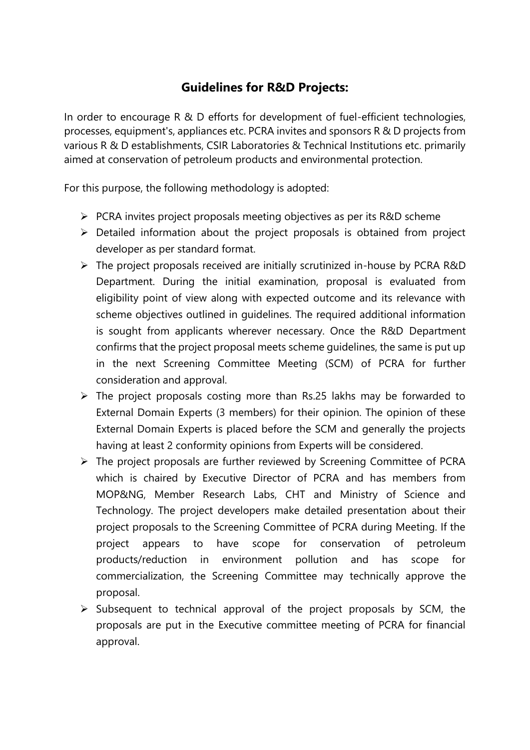## Guidelines for R&D Projects:

In order to encourage R & D efforts for development of fuel-efficient technologies, processes, equipment's, appliances etc. PCRA invites and sponsors R & D projects from various R & D establishments, CSIR Laboratories & Technical Institutions etc. primarily aimed at conservation of petroleum products and environmental protection.

For this purpose, the following methodology is adopted:

- PCRA invites project proposals meeting objectives as per its R&D scheme
- Detailed information about the project proposals is obtained from project developer as per standard format.
- The project proposals received are initially scrutinized in-house by PCRA R&D Department. During the initial examination, proposal is evaluated from eligibility point of view along with expected outcome and its relevance with scheme objectives outlined in guidelines. The required additional information is sought from applicants wherever necessary. Once the R&D Department confirms that the project proposal meets scheme guidelines, the same is put up in the next Screening Committee Meeting (SCM) of PCRA for further consideration and approval.
- The project proposals costing more than Rs.25 lakhs may be forwarded to External Domain Experts (3 members) for their opinion. The opinion of these External Domain Experts is placed before the SCM and generally the projects having at least 2 conformity opinions from Experts will be considered.
- The project proposals are further reviewed by Screening Committee of PCRA which is chaired by Executive Director of PCRA and has members from MOP&NG, Member Research Labs, CHT and Ministry of Science and Technology. The project developers make detailed presentation about their project proposals to the Screening Committee of PCRA during Meeting. If the project appears to have scope for conservation of petroleum products/reduction in environment pollution and has scope for commercialization, the Screening Committee may technically approve the proposal.
- Subsequent to technical approval of the project proposals by SCM, the proposals are put in the Executive committee meeting of PCRA for financial approval.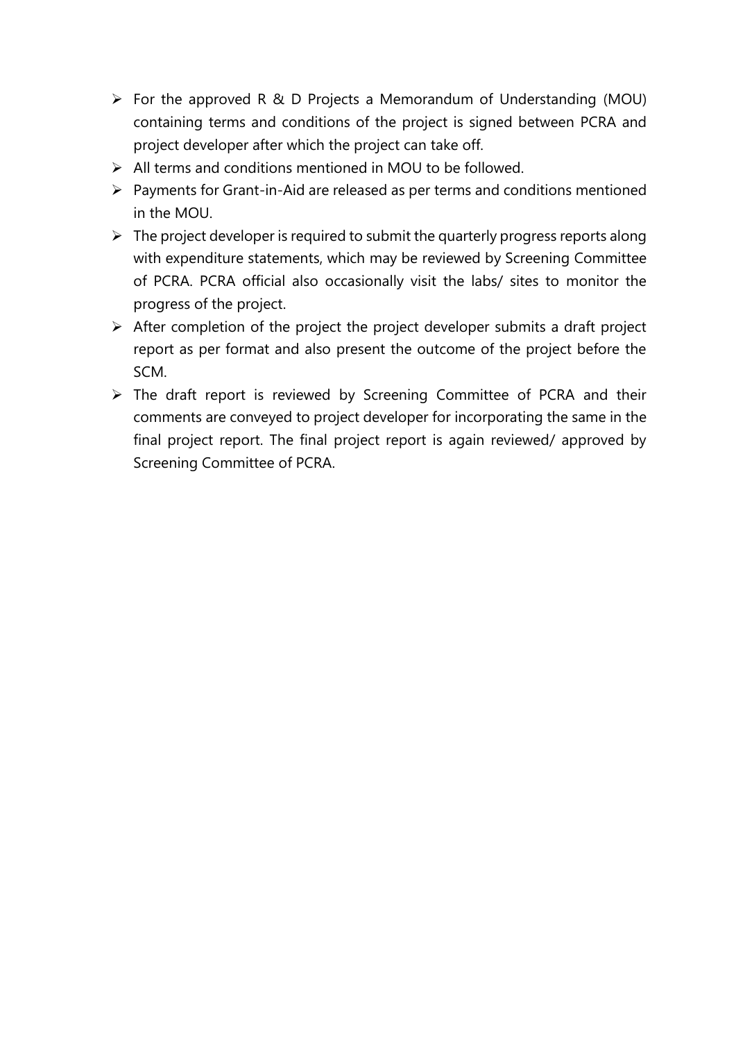- For the approved R & D Projects a Memorandum of Understanding (MOU) containing terms and conditions of the project is signed between PCRA and project developer after which the project can take off.
- All terms and conditions mentioned in MOU to be followed.
- Payments for Grant-in-Aid are released as per terms and conditions mentioned in the MOU.
- The project developer is required to submit the quarterly progress reports along with expenditure statements, which may be reviewed by Screening Committee of PCRA. PCRA official also occasionally visit the labs/ sites to monitor the progress of the project.
- After completion of the project the project developer submits a draft project report as per format and also present the outcome of the project before the SCM.
- The draft report is reviewed by Screening Committee of PCRA and their comments are conveyed to project developer for incorporating the same in the final project report. The final project report is again reviewed/ approved by Screening Committee of PCRA.